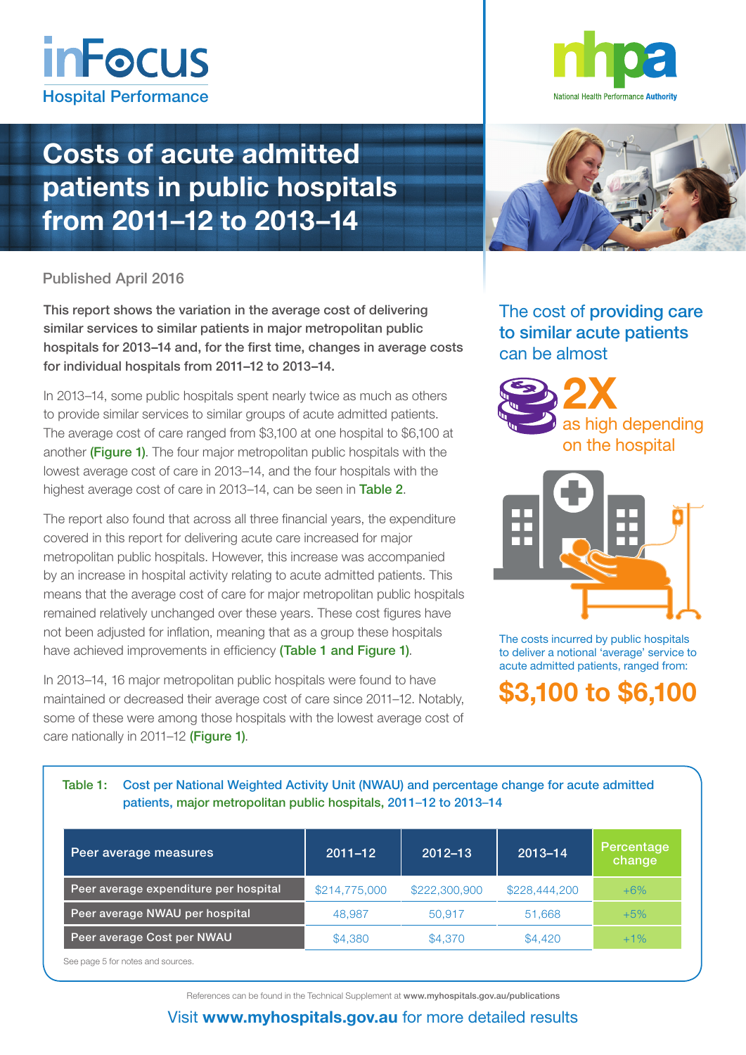inFocus
Hospital Performance

nhpa
National Health Performance Authority

# Costs of acute admitted patients in public hospitals from 2011–12 to 2013–14

Published April 2016

**This report shows the variation in the average cost of delivering similar services to similar patients in major metropolitan public hospitals for 2013–14 and, for the first time, changes in average costs for individual hospitals from 2011–12 to 2013–14.**

In 2013–14, some public hospitals spent nearly twice as much as others to provide similar services to similar groups of acute admitted patients. The average cost of care ranged from $3,100 at one hospital to $6,100 at another **(Figure 1)**. The four major metropolitan public hospitals with the lowest average cost of care in 2013–14, and the four hospitals with the highest average cost of care in 2013–14, can be seen in **Table 2**.

The report also found that across all three financial years, the expenditure covered in this report for delivering acute care increased for major metropolitan public hospitals. However, this increase was accompanied by an increase in hospital activity relating to acute admitted patients. This means that the average cost of care for major metropolitan public hospitals remained relatively unchanged over these years. These cost figures have not been adjusted for inflation, meaning that as a group these hospitals have achieved improvements in efficiency **(Table 1 and Figure 1)**.

In 2013–14, 16 major metropolitan public hospitals were found to have maintained or decreased their average cost of care since 2011–12. Notably, some of these were among those hospitals with the lowest average cost of care nationally in 2011–12 **(Figure 1)**.

The cost of **providing care to similar acute patients** can be almost

**2X** as high depending on the hospital

The costs incurred by public hospitals to deliver a notional 'average' service to acute admitted patients, ranged from:

**$3,100 to $6,100**

**Table 1:** Cost per National Weighted Activity Unit (NWAU) and percentage change for acute admitted patients, major metropolitan public hospitals, 2011–12 to 2013–14

| Peer average measures | 2011–12 | 2012–13 | 2013–14 | Percentage change |
|---|---|---|---|---|
| Peer average expenditure per hospital | $214,775,000 | $222,300,900 | $228,444,200 | +6% |
| Peer average NWAU per hospital | 48,987 | 50,917 | 51,668 | +5% |
| Peer average Cost per NWAU | $4,380 | $4,370 | $4,420 | +1% |

See page 5 for notes and sources.

References can be found in the Technical Supplement at www.myhospitals.gov.au/publications

Visit **www.myhospitals.gov.au** for more detailed results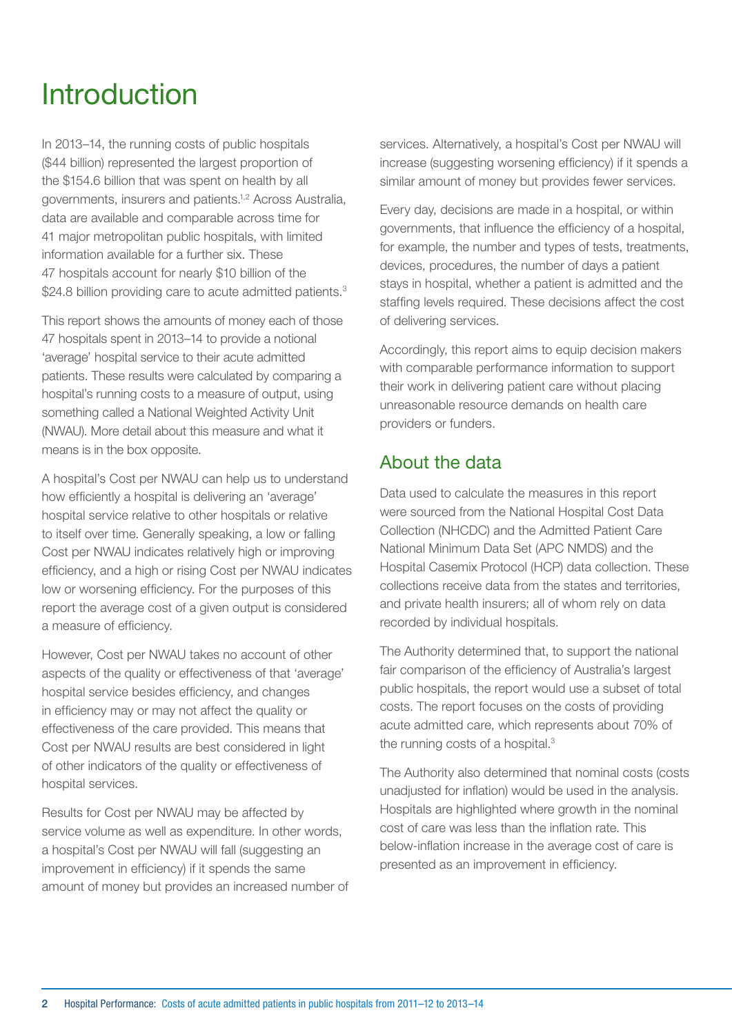# Introduction

In 2013–14, the running costs of public hospitals ($44 billion) represented the largest proportion of the $154.6 billion that was spent on health by all governments, insurers and patients.[1,2] Across Australia, data are available and comparable across time for 41 major metropolitan public hospitals, with limited information available for a further six. These 47 hospitals account for nearly $10 billion of the $24.8 billion providing care to acute admitted patients.[3]

This report shows the amounts of money each of those 47 hospitals spent in 2013–14 to provide a notional 'average' hospital service to their acute admitted patients. These results were calculated by comparing a hospital's running costs to a measure of output, using something called a National Weighted Activity Unit (NWAU). More detail about this measure and what it means is in the box opposite.

A hospital's Cost per NWAU can help us to understand how efficiently a hospital is delivering an 'average' hospital service relative to other hospitals or relative to itself over time. Generally speaking, a low or falling Cost per NWAU indicates relatively high or improving efficiency, and a high or rising Cost per NWAU indicates low or worsening efficiency. For the purposes of this report the average cost of a given output is considered a measure of efficiency.

However, Cost per NWAU takes no account of other aspects of the quality or effectiveness of that 'average' hospital service besides efficiency, and changes in efficiency may or may not affect the quality or effectiveness of the care provided. This means that Cost per NWAU results are best considered in light of other indicators of the quality or effectiveness of hospital services.

Results for Cost per NWAU may be affected by service volume as well as expenditure. In other words, a hospital's Cost per NWAU will fall (suggesting an improvement in efficiency) if it spends the same amount of money but provides an increased number of services. Alternatively, a hospital's Cost per NWAU will increase (suggesting worsening efficiency) if it spends a similar amount of money but provides fewer services.

Every day, decisions are made in a hospital, or within governments, that influence the efficiency of a hospital, for example, the number and types of tests, treatments, devices, procedures, the number of days a patient stays in hospital, whether a patient is admitted and the staffing levels required. These decisions affect the cost of delivering services.

Accordingly, this report aims to equip decision makers with comparable performance information to support their work in delivering patient care without placing unreasonable resource demands on health care providers or funders.

## About the data

Data used to calculate the measures in this report were sourced from the National Hospital Cost Data Collection (NHCDC) and the Admitted Patient Care National Minimum Data Set (APC NMDS) and the Hospital Casemix Protocol (HCP) data collection. These collections receive data from the states and territories, and private health insurers; all of whom rely on data recorded by individual hospitals.

The Authority determined that, to support the national fair comparison of the efficiency of Australia's largest public hospitals, the report would use a subset of total costs. The report focuses on the costs of providing acute admitted care, which represents about 70% of the running costs of a hospital.[3]

The Authority also determined that nominal costs (costs unadjusted for inflation) would be used in the analysis. Hospitals are highlighted where growth in the nominal cost of care was less than the inflation rate. This below-inflation increase in the average cost of care is presented as an improvement in efficiency.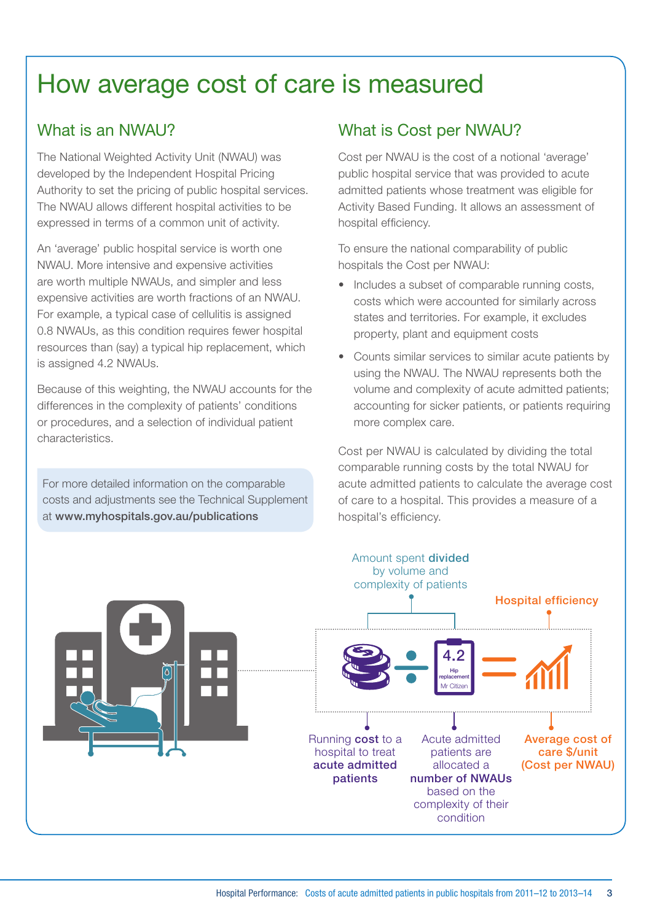# How average cost of care is measured

## What is an NWAU?

The National Weighted Activity Unit (NWAU) was developed by the Independent Hospital Pricing Authority to set the pricing of public hospital services. The NWAU allows different hospital activities to be expressed in terms of a common unit of activity.

An 'average' public hospital service is worth one NWAU. More intensive and expensive activities are worth multiple NWAUs, and simpler and less expensive activities are worth fractions of an NWAU. For example, a typical case of cellulitis is assigned 0.8 NWAUs, as this condition requires fewer hospital resources than (say) a typical hip replacement, which is assigned 4.2 NWAUs.

Because of this weighting, the NWAU accounts for the differences in the complexity of patients' conditions or procedures, and a selection of individual patient characteristics.

For more detailed information on the comparable costs and adjustments see the Technical Supplement at **www.myhospitals.gov.au/publications**

## What is Cost per NWAU?

Cost per NWAU is the cost of a notional 'average' public hospital service that was provided to acute admitted patients whose treatment was eligible for Activity Based Funding. It allows an assessment of hospital efficiency.

To ensure the national comparability of public hospitals the Cost per NWAU:

- Includes a subset of comparable running costs, costs which were accounted for similarly across states and territories. For example, it excludes property, plant and equipment costs
- Counts similar services to similar acute patients by using the NWAU. The NWAU represents both the volume and complexity of acute admitted patients; accounting for sicker patients, or patients requiring more complex care.

Cost per NWAU is calculated by dividing the total comparable running costs by the total NWAU for acute admitted patients to calculate the average cost of care to a hospital. This provides a measure of a hospital's efficiency.

Amount spent **divided** by volume and complexity of patients

**Hospital efficiency**

4.2 Hip replacement Mr Citizen

Running **cost** to a hospital to treat **acute admitted patients**

Acute admitted patients are allocated a **number of NWAUs** based on the complexity of their condition

**Average cost of care $/unit (Cost per NWAU)**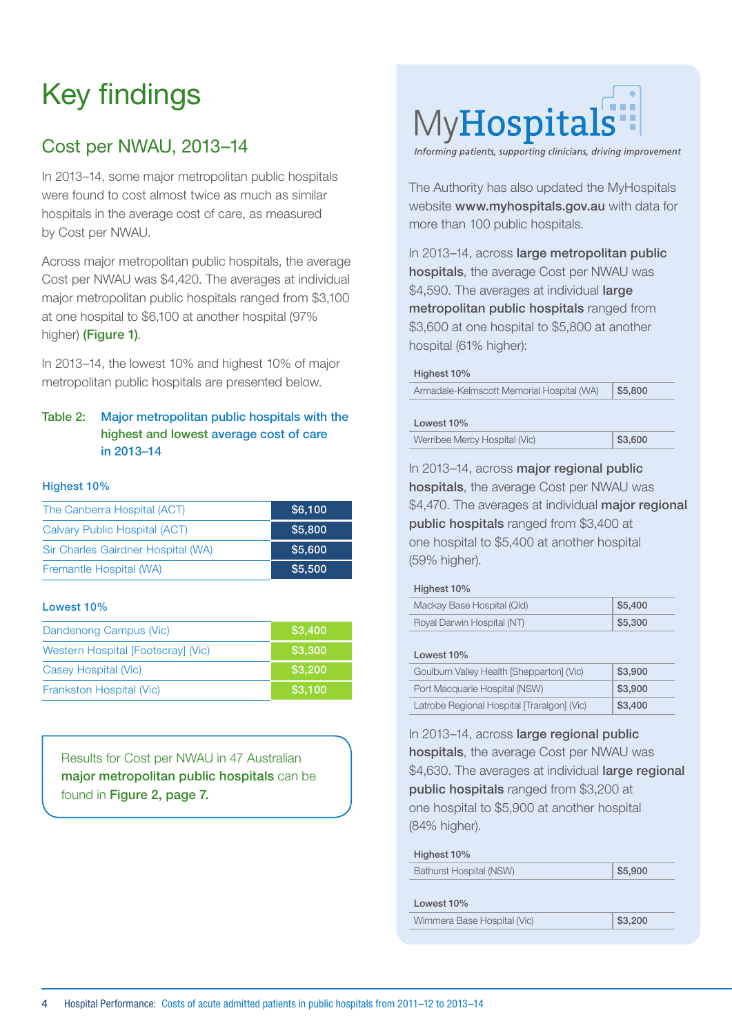# Key findings

## Cost per NWAU, 2013–14

In 2013–14, some major metropolitan public hospitals were found to cost almost twice as much as similar hospitals in the average cost of care, as measured by Cost per NWAU.

Across major metropolitan public hospitals, the average Cost per NWAU was $4,420. The averages at individual major metropolitan public hospitals ranged from $3,100 at one hospital to $6,100 at another hospital (97% higher) **(Figure 1)**.

In 2013–14, the lowest 10% and highest 10% of major metropolitan public hospitals are presented below.

**Table 2: Major metropolitan public hospitals with the highest and lowest average cost of care in 2013–14**

**Highest 10%**

| Hospital | Cost |
|---|---|
| The Canberra Hospital (ACT) | $6,100 |
| Calvary Public Hospital (ACT) | $5,800 |
| Sir Charles Gairdner Hospital (WA) | $5,600 |
| Fremantle Hospital (WA) | $5,500 |

**Lowest 10%**

| Hospital | Cost |
|---|---|
| Dandenong Campus (Vic) | $3,400 |
| Western Hospital [Footscray] (Vic) | $3,300 |
| Casey Hospital (Vic) | $3,200 |
| Frankston Hospital (Vic) | $3,100 |

Results for Cost per NWAU in 47 Australian **major metropolitan public hospitals** can be found in **Figure 2, page 7.**

MyHospitals

*Informing patients, supporting clinicians, driving improvement*

The Authority has also updated the MyHospitals website **www.myhospitals.gov.au** with data for more than 100 public hospitals.

In 2013–14, across **large metropolitan public hospitals**, the average Cost per NWAU was $4,590. The averages at individual **large metropolitan public hospitals** ranged from $3,600 at one hospital to $5,800 at another hospital (61% higher):

**Highest 10%**

| Hospital | Cost |
|---|---|
| Armadale-Kelmscott Memorial Hospital (WA) | $5,800 |

**Lowest 10%**

| Hospital | Cost |
|---|---|
| Werribee Mercy Hospital (Vic) | $3,600 |

In 2013–14, across **major regional public hospitals**, the average Cost per NWAU was $4,470. The averages at individual **major regional public hospitals** ranged from $3,400 at one hospital to $5,400 at another hospital (59% higher).

**Highest 10%**

| Hospital | Cost |
|---|---|
| Mackay Base Hospital (Qld) | $5,400 |
| Royal Darwin Hospital (NT) | $5,300 |

**Lowest 10%**

| Hospital | Cost |
|---|---|
| Goulburn Valley Health [Shepparton] (Vic) | $3,900 |
| Port Macquarie Hospital (NSW) | $3,900 |
| Latrobe Regional Hospital [Traralgon] (Vic) | $3,400 |

In 2013–14, across **large regional public hospitals**, the average Cost per NWAU was $4,630. The averages at individual **large regional public hospitals** ranged from $3,200 at one hospital to $5,900 at another hospital (84% higher).

**Highest 10%**

| Hospital | Cost |
|---|---|
| Bathurst Hospital (NSW) | $5,900 |

**Lowest 10%**

| Hospital | Cost |
|---|---|
| Wimmera Base Hospital (Vic) | $3,200 |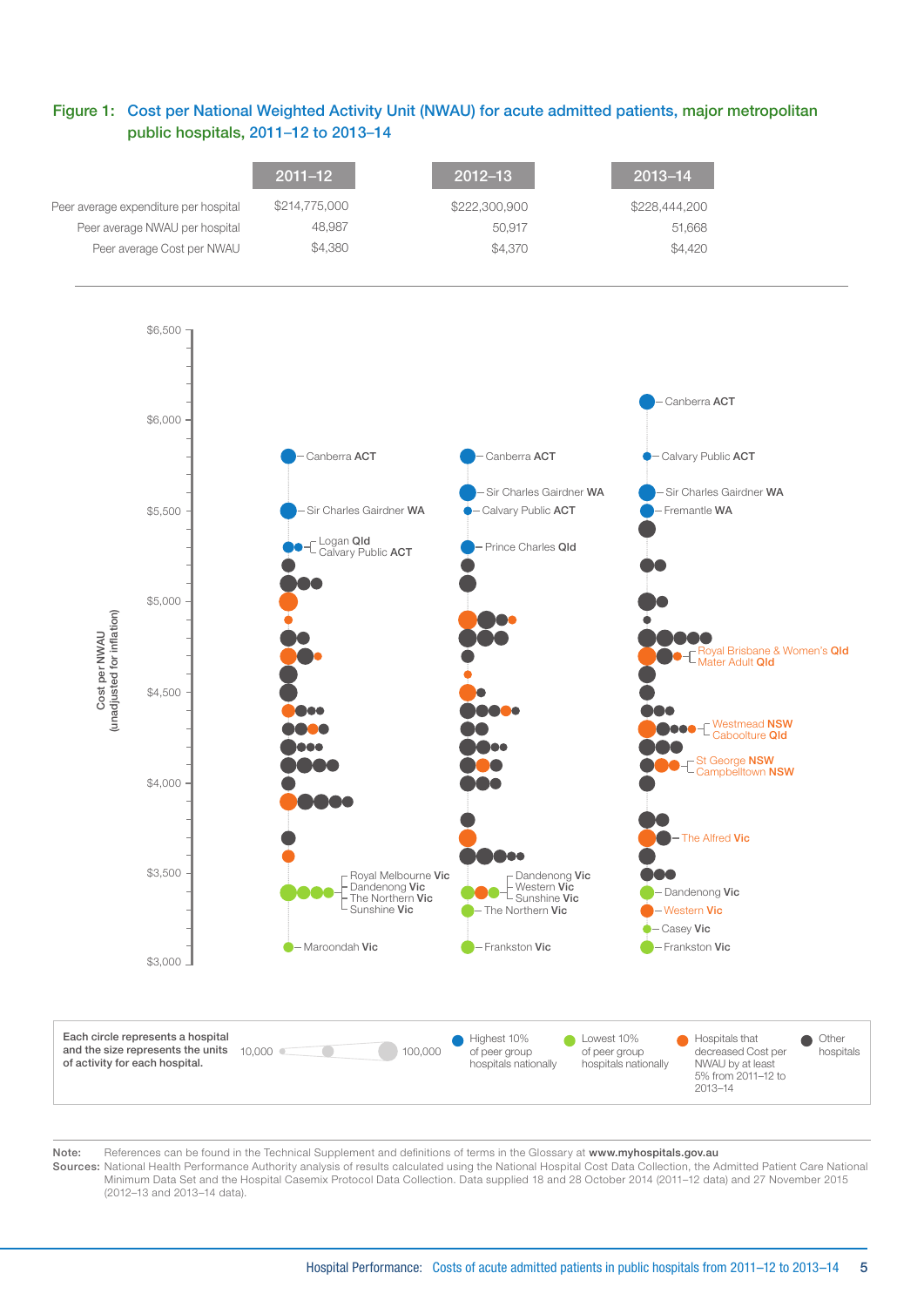**Figure 1: Cost per National Weighted Activity Unit (NWAU) for acute admitted patients, major metropolitan public hospitals, 2011–12 to 2013–14**

| | 2011–12 | 2012–13 | 2013–14 |
|---|---|---|---|
| Peer average expenditure per hospital | $214,775,000 | $222,300,900 | $228,444,200 |
| Peer average NWAU per hospital | 48,987 | 50,917 | 51,668 |
| Peer average Cost per NWAU | $4,380 | $4,370 | $4,420 |

Cost per NWAU (unadjusted for inflation)

$6,500
$6,000
$5,500
$5,000
$4,500
$4,000
$3,500
$3,000

2011–12: Canberra **ACT**; Sir Charles Gairdner **WA**; Logan **Qld**; Calvary Public **ACT**; Royal Melbourne **Vic**; Dandenong **Vic**; The Northern **Vic**; Sunshine **Vic**; Maroondah **Vic**

2012–13: Canberra **ACT**; Sir Charles Gairdner **WA**; Calvary Public **ACT**; Prince Charles **Qld**; Dandenong **Vic**; Western **Vic**; Sunshine **Vic**; The Northern **Vic**; Frankston **Vic**

2013–14: Canberra **ACT**; Calvary Public **ACT**; Sir Charles Gairdner **WA**; Fremantle **WA**; Royal Brisbane & Women's **Qld**; Mater Adult **Qld**; Westmead **NSW**; Caboolture **Qld**; St George **NSW**; Campbelltown **NSW**; The Alfred **Vic**; Dandenong **Vic**; Western **Vic**; Casey **Vic**; Frankston **Vic**

Each circle represents a hospital and the size represents the units of activity for each hospital. 10,000 — 100,000

Highest 10% of peer group hospitals nationally | Lowest 10% of peer group hospitals nationally | Hospitals that decreased Cost per NWAU by at least 5% from 2011–12 to 2013–14 | Other hospitals

Note: References can be found in the Technical Supplement and definitions of terms in the Glossary at **www.myhospitals.gov.au**

Sources: National Health Performance Authority analysis of results calculated using the National Hospital Cost Data Collection, the Admitted Patient Care National Minimum Data Set and the Hospital Casemix Protocol Data Collection. Data supplied 18 and 28 October 2014 (2011–12 data) and 27 November 2015 (2012–13 and 2013–14 data).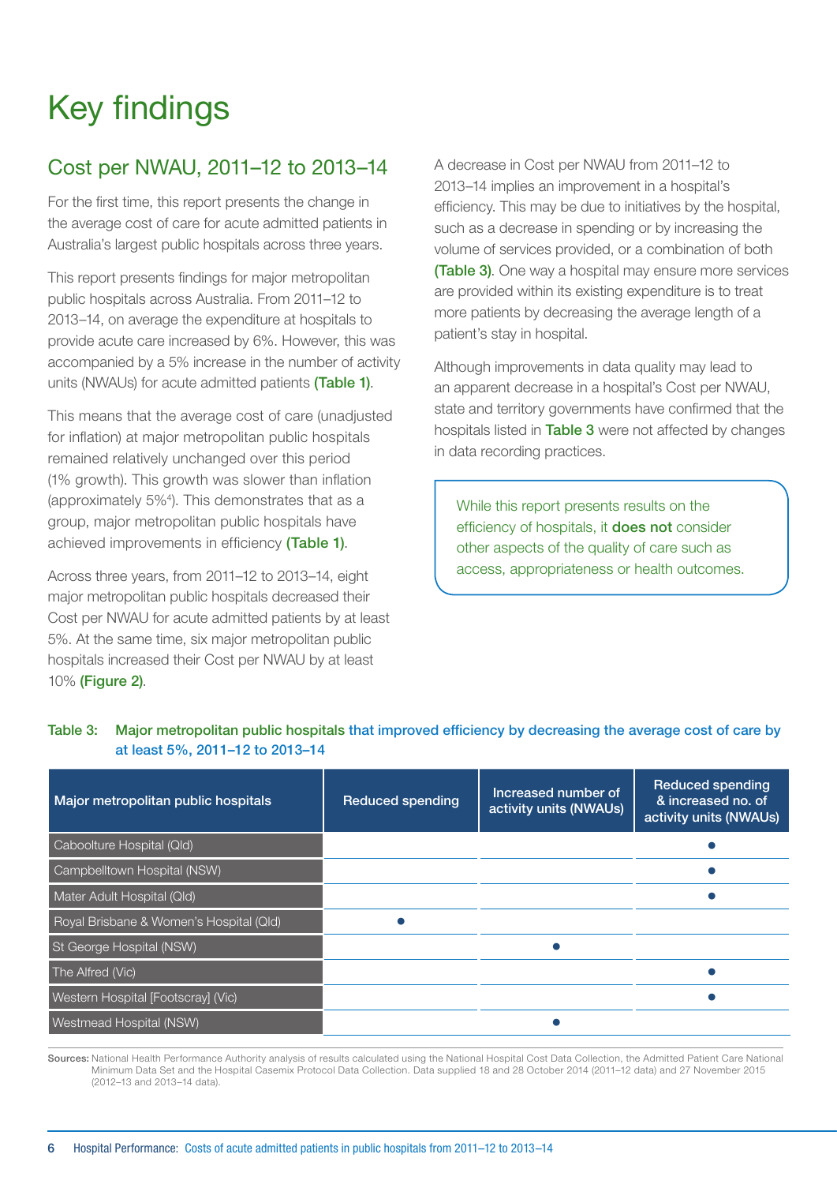# Key findings

## Cost per NWAU, 2011–12 to 2013–14

For the first time, this report presents the change in the average cost of care for acute admitted patients in Australia's largest public hospitals across three years.

This report presents findings for major metropolitan public hospitals across Australia. From 2011–12 to 2013–14, on average the expenditure at hospitals to provide acute care increased by 6%. However, this was accompanied by a 5% increase in the number of activity units (NWAUs) for acute admitted patients **(Table 1)**.

This means that the average cost of care (unadjusted for inflation) at major metropolitan public hospitals remained relatively unchanged over this period (1% growth). This growth was slower than inflation (approximately 5%[4]). This demonstrates that as a group, major metropolitan public hospitals have achieved improvements in efficiency **(Table 1)**.

Across three years, from 2011–12 to 2013–14, eight major metropolitan public hospitals decreased their Cost per NWAU for acute admitted patients by at least 5%. At the same time, six major metropolitan public hospitals increased their Cost per NWAU by at least 10% **(Figure 2)**.

A decrease in Cost per NWAU from 2011–12 to 2013–14 implies an improvement in a hospital's efficiency. This may be due to initiatives by the hospital, such as a decrease in spending or by increasing the volume of services provided, or a combination of both **(Table 3)**. One way a hospital may ensure more services are provided within its existing expenditure is to treat more patients by decreasing the average length of a patient's stay in hospital.

Although improvements in data quality may lead to an apparent decrease in a hospital's Cost per NWAU, state and territory governments have confirmed that the hospitals listed in **Table 3** were not affected by changes in data recording practices.

> While this report presents results on the efficiency of hospitals, it **does not** consider other aspects of the quality of care such as access, appropriateness or health outcomes.

**Table 3: Major metropolitan public hospitals that improved efficiency by decreasing the average cost of care by at least 5%, 2011–12 to 2013–14**

| Major metropolitan public hospitals | Reduced spending | Increased number of activity units (NWAUs) | Reduced spending & increased no. of activity units (NWAUs) |
|---|---|---|---|
| Caboolture Hospital (Qld) | | | ● |
| Campbelltown Hospital (NSW) | | | ● |
| Mater Adult Hospital (Qld) | | | ● |
| Royal Brisbane & Women's Hospital (Qld) | ● | | |
| St George Hospital (NSW) | | ● | |
| The Alfred (Vic) | | | ● |
| Western Hospital [Footscray] (Vic) | | | ● |
| Westmead Hospital (NSW) | | ● | |

**Sources:** National Health Performance Authority analysis of results calculated using the National Hospital Cost Data Collection, the Admitted Patient Care National Minimum Data Set and the Hospital Casemix Protocol Data Collection. Data supplied 18 and 28 October 2014 (2011–12 data) and 27 November 2015 (2012–13 and 2013–14 data).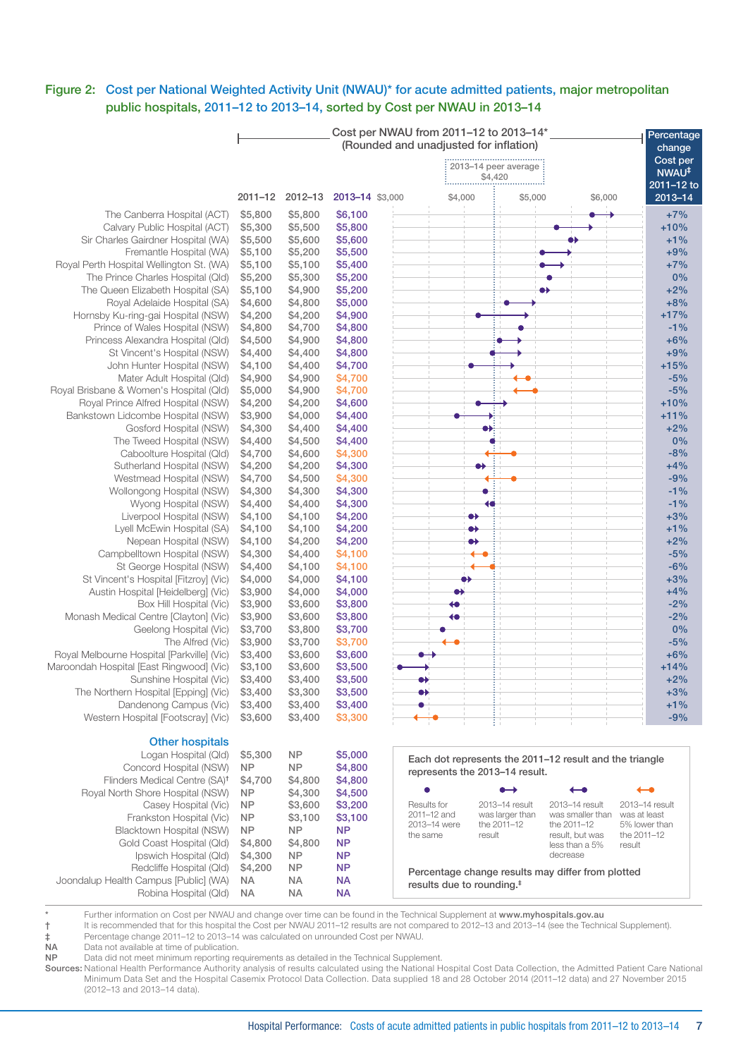## Figure 2: Cost per National Weighted Activity Unit (NWAU)* for acute admitted patients, major metropolitan public hospitals, 2011–12 to 2013–14, sorted by Cost per NWAU in 2013–14

Cost per NWAU from 2011–12 to 2013–14* (Rounded and unadjusted for inflation)

2013–14 peer average $4,420

| Hospital | 2011–12 | 2012–13 | 2013–14 | Percentage change Cost per NWAU‡ 2011–12 to 2013–14 |
|---|---|---|---|---|
| The Canberra Hospital (ACT) | $5,800 | $5,800 | $6,100 | +7% |
| Calvary Public Hospital (ACT) | $5,300 | $5,500 | $5,800 | +10% |
| Sir Charles Gairdner Hospital (WA) | $5,500 | $5,600 | $5,600 | +1% |
| Fremantle Hospital (WA) | $5,100 | $5,200 | $5,500 | +9% |
| Royal Perth Hospital Wellington St. (WA) | $5,100 | $5,100 | $5,400 | +7% |
| The Prince Charles Hospital (Qld) | $5,200 | $5,300 | $5,200 | 0% |
| The Queen Elizabeth Hospital (SA) | $5,100 | $4,900 | $5,200 | +2% |
| Royal Adelaide Hospital (SA) | $4,600 | $4,800 | $5,000 | +8% |
| Hornsby Ku-ring-gai Hospital (NSW) | $4,200 | $4,200 | $4,900 | +17% |
| Prince of Wales Hospital (NSW) | $4,800 | $4,700 | $4,800 | -1% |
| Princess Alexandra Hospital (Qld) | $4,500 | $4,900 | $4,800 | +6% |
| St Vincent's Hospital (NSW) | $4,400 | $4,400 | $4,800 | +9% |
| John Hunter Hospital (NSW) | $4,100 | $4,400 | $4,700 | +15% |
| Mater Adult Hospital (Qld) | $4,900 | $4,900 | $4,700 | -5% |
| Royal Brisbane & Women's Hospital (Qld) | $5,000 | $4,900 | $4,700 | -5% |
| Royal Prince Alfred Hospital (NSW) | $4,200 | $4,200 | $4,600 | +10% |
| Bankstown Lidcombe Hospital (NSW) | $3,900 | $4,000 | $4,400 | +11% |
| Gosford Hospital (NSW) | $4,300 | $4,400 | $4,400 | +2% |
| The Tweed Hospital (NSW) | $4,400 | $4,500 | $4,400 | 0% |
| Caboolture Hospital (Qld) | $4,700 | $4,600 | $4,300 | -8% |
| Sutherland Hospital (NSW) | $4,200 | $4,200 | $4,300 | +4% |
| Westmead Hospital (NSW) | $4,700 | $4,500 | $4,300 | -9% |
| Wollongong Hospital (NSW) | $4,300 | $4,300 | $4,300 | -1% |
| Wyong Hospital (NSW) | $4,400 | $4,400 | $4,300 | -1% |
| Liverpool Hospital (NSW) | $4,100 | $4,100 | $4,200 | +3% |
| Lyell McEwin Hospital (SA) | $4,100 | $4,100 | $4,200 | +1% |
| Nepean Hospital (NSW) | $4,100 | $4,200 | $4,200 | +2% |
| Campbelltown Hospital (NSW) | $4,300 | $4,400 | $4,100 | -5% |
| St George Hospital (NSW) | $4,400 | $4,100 | $4,100 | -6% |
| St Vincent's Hospital [Fitzroy] (Vic) | $4,000 | $4,000 | $4,100 | +3% |
| Austin Hospital [Heidelberg] (Vic) | $3,900 | $4,000 | $4,000 | +4% |
| Box Hill Hospital (Vic) | $3,900 | $3,600 | $3,800 | -2% |
| Monash Medical Centre [Clayton] (Vic) | $3,900 | $3,600 | $3,800 | -2% |
| Geelong Hospital (Vic) | $3,700 | $3,800 | $3,700 | 0% |
| The Alfred (Vic) | $3,900 | $3,700 | $3,700 | -5% |
| Royal Melbourne Hospital [Parkville] (Vic) | $3,400 | $3,600 | $3,600 | +6% |
| Maroondah Hospital [East Ringwood] (Vic) | $3,100 | $3,600 | $3,500 | +14% |
| Sunshine Hospital (Vic) | $3,400 | $3,500 | $3,500 | +2% |
| The Northern Hospital [Epping] (Vic) | $3,400 | $3,300 | $3,500 | +3% |
| Dandenong Campus (Vic) | $3,400 | $3,400 | $3,400 | +1% |
| Western Hospital [Footscray] (Vic) | $3,600 | $3,400 | $3,300 | -9% |

### Other hospitals

| Hospital | 2011–12 | 2012–13 | 2013–14 |
|---|---|---|---|
| Logan Hospital (Qld) | $5,300 | NP | $5,000 |
| Concord Hospital (NSW) | NP | NP | $4,800 |
| Flinders Medical Centre (SA)† | $4,700 | $4,800 | $4,800 |
| Royal North Shore Hospital (NSW) | NP | $4,300 | $4,500 |
| Casey Hospital (Vic) | NP | $3,600 | $3,200 |
| Frankston Hospital (Vic) | NP | $3,100 | $3,100 |
| Blacktown Hospital (NSW) | NP | NP | NP |
| Gold Coast Hospital (Qld) | $4,800 | $4,800 | NP |
| Ipswich Hospital (Qld) | $4,300 | NP | NP |
| Redcliffe Hospital (Qld) | $4,200 | NP | NP |
| Joondalup Health Campus [Public] (WA) | NA | NA | NA |
| Robina Hospital (Qld) | NA | NA | NA |

Each dot represents the 2011–12 result and the triangle represents the 2013–14 result.

- Results for 2011–12 and 2013–14 were the same
- 2013–14 result was larger than the 2011–12 result
- 2013–14 result was smaller than the 2011–12 result, but was less than a 5% decrease
- 2013–14 result was at least 5% lower than the 2011–12 result

Percentage change results may differ from plotted results due to rounding.‡

\* Further information on Cost per NWAU and change over time can be found in the Technical Supplement at **www.myhospitals.gov.au**

† It is recommended that for this hospital the Cost per NWAU 2011–12 results are not compared to 2012–13 and 2013–14 (see the Technical Supplement).

‡ Percentage change 2011–12 to 2013–14 was calculated on unrounded Cost per NWAU.

NA Data not available at time of publication.

NP Data did not meet minimum reporting requirements as detailed in the Technical Supplement.

**Sources:** National Health Performance Authority analysis of results calculated using the National Hospital Cost Data Collection, the Admitted Patient Care National Minimum Data Set and the Hospital Casemix Protocol Data Collection. Data supplied 18 and 28 October 2014 (2011–12 data) and 27 November 2015 (2012–13 and 2013–14 data).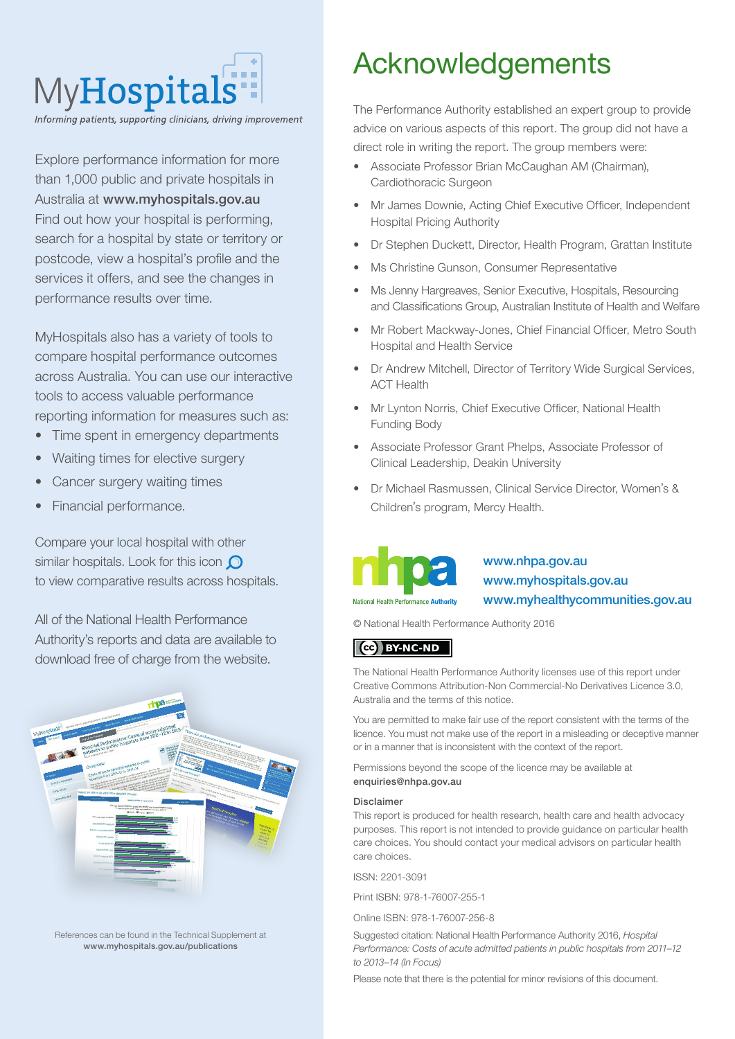# MyHospitals

*Informing patients, supporting clinicians, driving improvement*

Explore performance information for more than 1,000 public and private hospitals in Australia at **www.myhospitals.gov.au** Find out how your hospital is performing, search for a hospital by state or territory or postcode, view a hospital's profile and the services it offers, and see the changes in performance results over time.

MyHospitals also has a variety of tools to compare hospital performance outcomes across Australia. You can use our interactive tools to access valuable performance reporting information for measures such as:

- Time spent in emergency departments
- Waiting times for elective surgery
- Cancer surgery waiting times
- Financial performance.

Compare your local hospital with other similar hospitals. Look for this icon to view comparative results across hospitals.

All of the National Health Performance Authority's reports and data are available to download free of charge from the website.

References can be found in the Technical Supplement at **www.myhospitals.gov.au/publications**

# Acknowledgements

The Performance Authority established an expert group to provide advice on various aspects of this report. The group did not have a direct role in writing the report. The group members were:

- Associate Professor Brian McCaughan AM (Chairman), Cardiothoracic Surgeon
- Mr James Downie, Acting Chief Executive Officer, Independent Hospital Pricing Authority
- Dr Stephen Duckett, Director, Health Program, Grattan Institute
- Ms Christine Gunson, Consumer Representative
- Ms Jenny Hargreaves, Senior Executive, Hospitals, Resourcing and Classifications Group, Australian Institute of Health and Welfare
- Mr Robert Mackway-Jones, Chief Financial Officer, Metro South Hospital and Health Service
- Dr Andrew Mitchell, Director of Territory Wide Surgical Services, ACT Health
- Mr Lynton Norris, Chief Executive Officer, National Health Funding Body
- Associate Professor Grant Phelps, Associate Professor of Clinical Leadership, Deakin University
- Dr Michael Rasmussen, Clinical Service Director, Women's & Children's program, Mercy Health.

nhpa
National Health Performance Authority

www.nhpa.gov.au
www.myhospitals.gov.au
www.myhealthycommunities.gov.au

© National Health Performance Authority 2016

BY-NC-ND

The National Health Performance Authority licenses use of this report under Creative Commons Attribution-Non Commercial-No Derivatives Licence 3.0, Australia and the terms of this notice.

You are permitted to make fair use of the report consistent with the terms of the licence. You must not make use of the report in a misleading or deceptive manner or in a manner that is inconsistent with the context of the report.

Permissions beyond the scope of the licence may be available at **enquiries@nhpa.gov.au**

**Disclaimer**

This report is produced for health research, health care and health advocacy purposes. This report is not intended to provide guidance on particular health care choices. You should contact your medical advisors on particular health care choices.

ISSN: 2201-3091

Print ISBN: 978-1-76007-255-1

Online ISBN: 978-1-76007-256-8

Suggested citation: National Health Performance Authority 2016, *Hospital Performance: Costs of acute admitted patients in public hospitals from 2011–12 to 2013–14 (In Focus)*

Please note that there is the potential for minor revisions of this document.